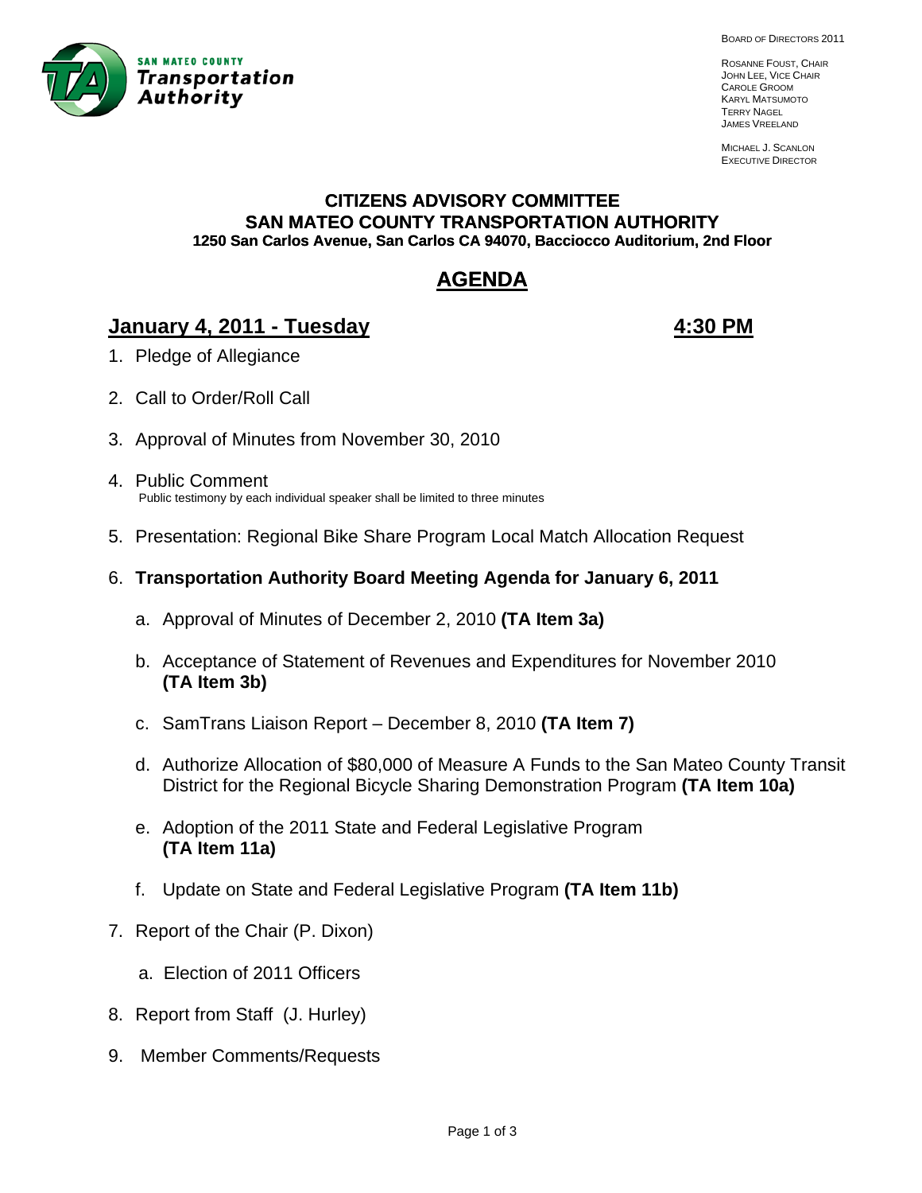SAN MATEO COUNTY
**Transportation Authority**

BOARD OF DIRECTORS 2011

ROSANNE FOUST, CHAIR
JOHN LEE, VICE CHAIR
CAROLE GROOM
KARYL MATSUMOTO
TERRY NAGEL
JAMES VREELAND

MICHAEL J. SCANLON
EXECUTIVE DIRECTOR

**CITIZENS ADVISORY COMMITTEE**
**SAN MATEO COUNTY TRANSPORTATION AUTHORITY**
**1250 San Carlos Avenue, San Carlos CA 94070, Bacciocco Auditorium, 2nd Floor**

# AGENDA

## January 4, 2011 - Tuesday 4:30 PM

1. Pledge of Allegiance

2. Call to Order/Roll Call

3. Approval of Minutes from November 30, 2010

4. Public Comment
   Public testimony by each individual speaker shall be limited to three minutes

5. Presentation: Regional Bike Share Program Local Match Allocation Request

6. **Transportation Authority Board Meeting Agenda for January 6, 2011**

   a. Approval of Minutes of December 2, 2010 **(TA Item 3a)**

   b. Acceptance of Statement of Revenues and Expenditures for November 2010 **(TA Item 3b)**

   c. SamTrans Liaison Report – December 8, 2010 **(TA Item 7)**

   d. Authorize Allocation of $80,000 of Measure A Funds to the San Mateo County Transit District for the Regional Bicycle Sharing Demonstration Program **(TA Item 10a)**

   e. Adoption of the 2011 State and Federal Legislative Program **(TA Item 11a)**

   f. Update on State and Federal Legislative Program **(TA Item 11b)**

7. Report of the Chair (P. Dixon)

   a. Election of 2011 Officers

8. Report from Staff (J. Hurley)

9. Member Comments/Requests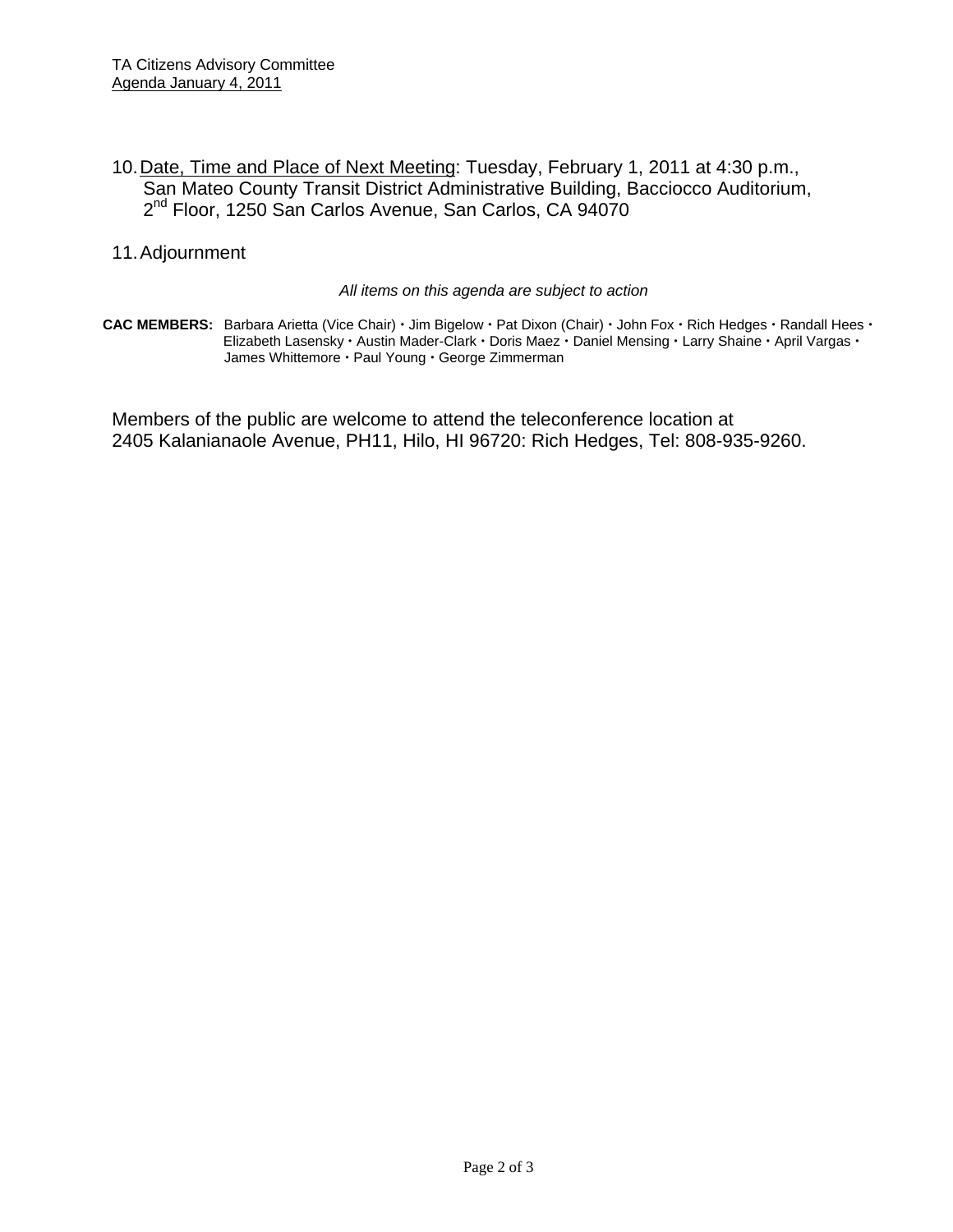10. Date, Time and Place of Next Meeting: Tuesday, February 1, 2011 at 4:30 p.m., San Mateo County Transit District Administrative Building, Bacciocco Auditorium, 2nd Floor, 1250 San Carlos Avenue, San Carlos, CA 94070

11. Adjournment

*All items on this agenda are subject to action*

**CAC MEMBERS:** Barbara Arietta (Vice Chair) • Jim Bigelow • Pat Dixon (Chair) • John Fox • Rich Hedges • Randall Hees • Elizabeth Lasensky • Austin Mader-Clark • Doris Maez • Daniel Mensing • Larry Shaine • April Vargas • James Whittemore • Paul Young • George Zimmerman

Members of the public are welcome to attend the teleconference location at 2405 Kalanianaole Avenue, PH11, Hilo, HI 96720: Rich Hedges, Tel: 808-935-9260.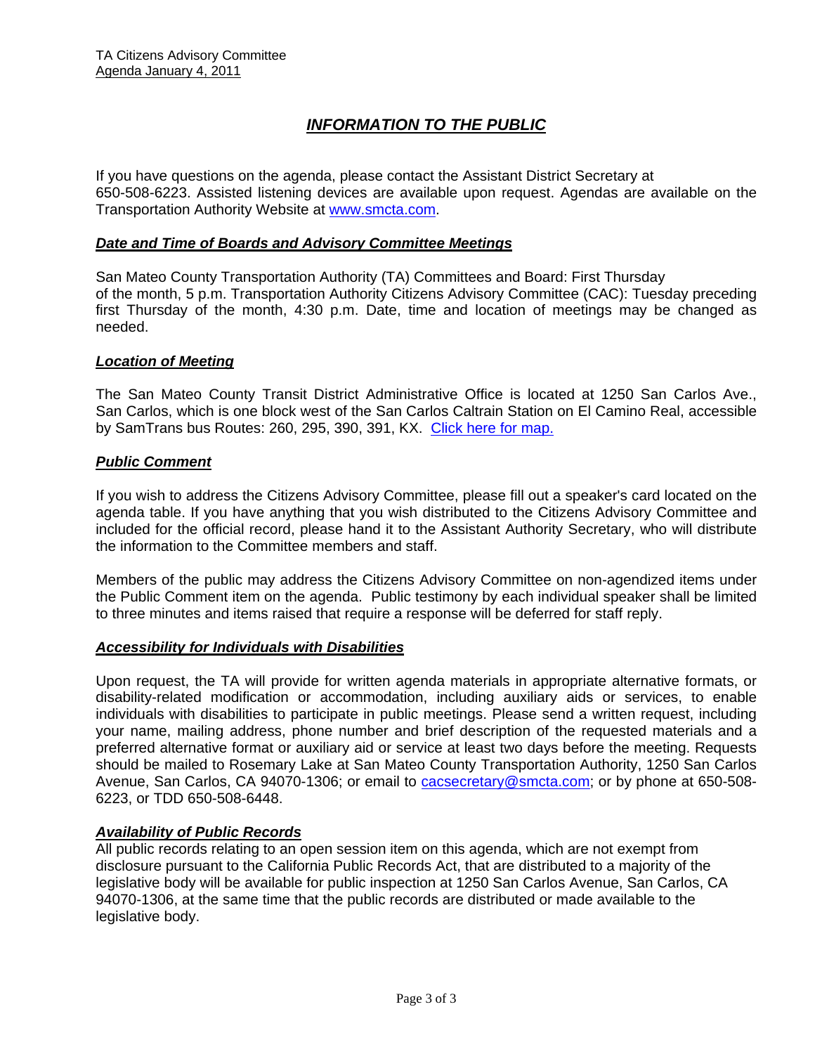# *INFORMATION TO THE PUBLIC*

If you have questions on the agenda, please contact the Assistant District Secretary at 650-508-6223. Assisted listening devices are available upon request. Agendas are available on the Transportation Authority Website at [www.smcta.com](www.smcta.com).

### *Date and Time of Boards and Advisory Committee Meetings*

San Mateo County Transportation Authority (TA) Committees and Board: First Thursday of the month, 5 p.m. Transportation Authority Citizens Advisory Committee (CAC): Tuesday preceding first Thursday of the month, 4:30 p.m. Date, time and location of meetings may be changed as needed.

### *Location of Meeting*

The San Mateo County Transit District Administrative Office is located at 1250 San Carlos Ave., San Carlos, which is one block west of the San Carlos Caltrain Station on El Camino Real, accessible by SamTrans bus Routes: 260, 295, 390, 391, KX. Click here for map.

### *Public Comment*

If you wish to address the Citizens Advisory Committee, please fill out a speaker's card located on the agenda table. If you have anything that you wish distributed to the Citizens Advisory Committee and included for the official record, please hand it to the Assistant Authority Secretary, who will distribute the information to the Committee members and staff.

Members of the public may address the Citizens Advisory Committee on non-agendized items under the Public Comment item on the agenda. Public testimony by each individual speaker shall be limited to three minutes and items raised that require a response will be deferred for staff reply.

### *Accessibility for Individuals with Disabilities*

Upon request, the TA will provide for written agenda materials in appropriate alternative formats, or disability-related modification or accommodation, including auxiliary aids or services, to enable individuals with disabilities to participate in public meetings. Please send a written request, including your name, mailing address, phone number and brief description of the requested materials and a preferred alternative format or auxiliary aid or service at least two days before the meeting. Requests should be mailed to Rosemary Lake at San Mateo County Transportation Authority, 1250 San Carlos Avenue, San Carlos, CA 94070-1306; or email to cacsecretary@smcta.com; or by phone at 650-508-6223, or TDD 650-508-6448.

### *Availability of Public Records*

All public records relating to an open session item on this agenda, which are not exempt from disclosure pursuant to the California Public Records Act, that are distributed to a majority of the legislative body will be available for public inspection at 1250 San Carlos Avenue, San Carlos, CA 94070-1306, at the same time that the public records are distributed or made available to the legislative body.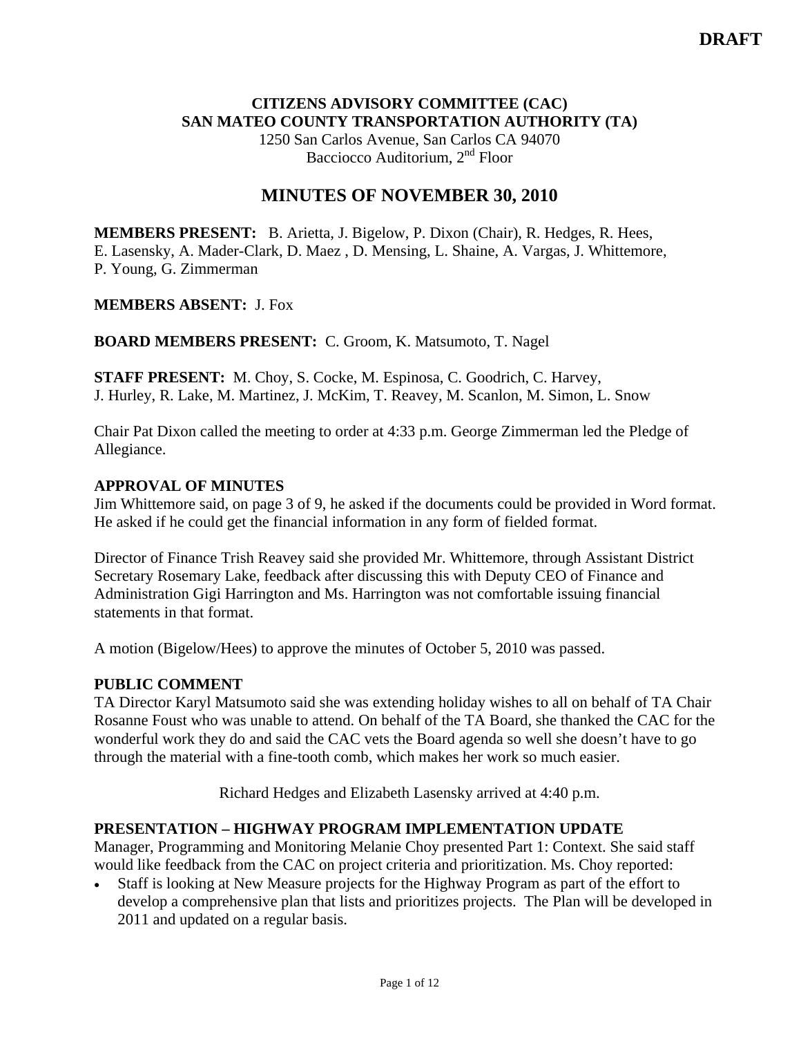**DRAFT**

**CITIZENS ADVISORY COMMITTEE (CAC)**
**SAN MATEO COUNTY TRANSPORTATION AUTHORITY (TA)**
1250 San Carlos Avenue, San Carlos CA 94070
Bacciocco Auditorium, 2nd Floor

# MINUTES OF NOVEMBER 30, 2010

**MEMBERS PRESENT:** B. Arietta, J. Bigelow, P. Dixon (Chair), R. Hedges, R. Hees, E. Lasensky, A. Mader-Clark, D. Maez , D. Mensing, L. Shaine, A. Vargas, J. Whittemore, P. Young, G. Zimmerman

**MEMBERS ABSENT:** J. Fox

**BOARD MEMBERS PRESENT:** C. Groom, K. Matsumoto, T. Nagel

**STAFF PRESENT:** M. Choy, S. Cocke, M. Espinosa, C. Goodrich, C. Harvey, J. Hurley, R. Lake, M. Martinez, J. McKim, T. Reavey, M. Scanlon, M. Simon, L. Snow

Chair Pat Dixon called the meeting to order at 4:33 p.m. George Zimmerman led the Pledge of Allegiance.

**APPROVAL OF MINUTES**

Jim Whittemore said, on page 3 of 9, he asked if the documents could be provided in Word format. He asked if he could get the financial information in any form of fielded format.

Director of Finance Trish Reavey said she provided Mr. Whittemore, through Assistant District Secretary Rosemary Lake, feedback after discussing this with Deputy CEO of Finance and Administration Gigi Harrington and Ms. Harrington was not comfortable issuing financial statements in that format.

A motion (Bigelow/Hees) to approve the minutes of October 5, 2010 was passed.

**PUBLIC COMMENT**

TA Director Karyl Matsumoto said she was extending holiday wishes to all on behalf of TA Chair Rosanne Foust who was unable to attend. On behalf of the TA Board, she thanked the CAC for the wonderful work they do and said the CAC vets the Board agenda so well she doesn't have to go through the material with a fine-tooth comb, which makes her work so much easier.

Richard Hedges and Elizabeth Lasensky arrived at 4:40 p.m.

**PRESENTATION – HIGHWAY PROGRAM IMPLEMENTATION UPDATE**

Manager, Programming and Monitoring Melanie Choy presented Part 1: Context. She said staff would like feedback from the CAC on project criteria and prioritization. Ms. Choy reported:

- Staff is looking at New Measure projects for the Highway Program as part of the effort to develop a comprehensive plan that lists and prioritizes projects. The Plan will be developed in 2011 and updated on a regular basis.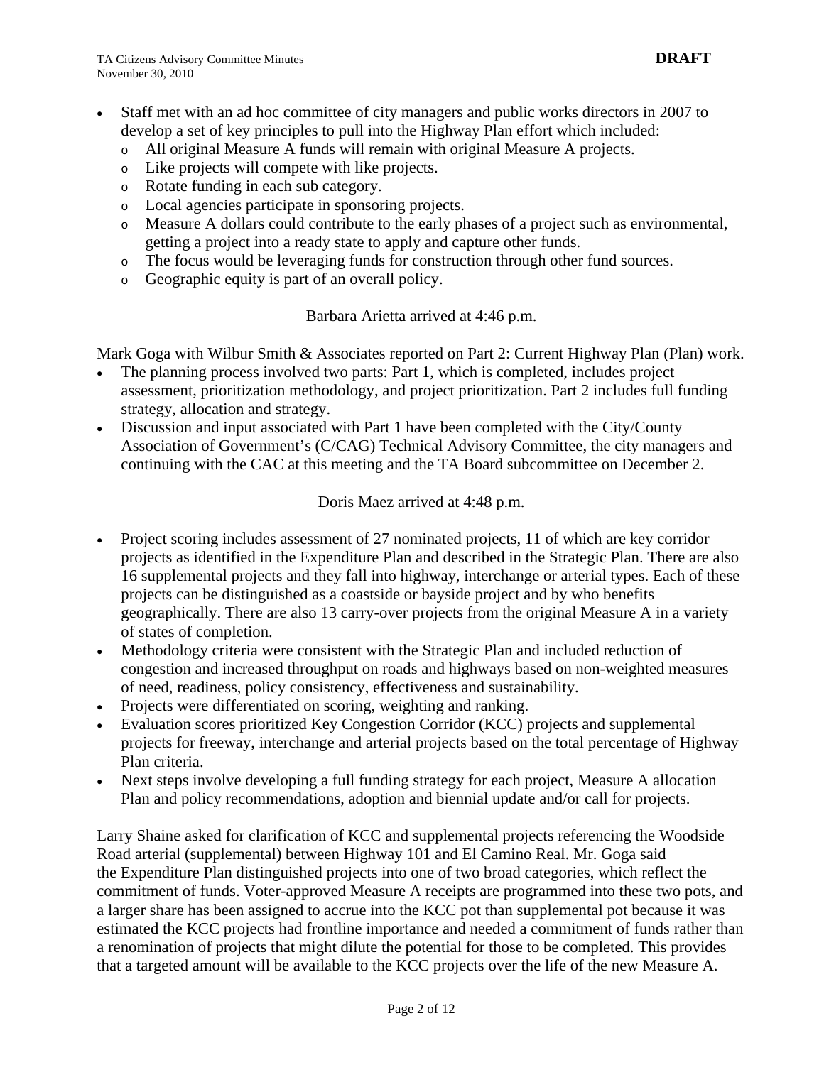- Staff met with an ad hoc committee of city managers and public works directors in 2007 to develop a set of key principles to pull into the Highway Plan effort which included:
  - All original Measure A funds will remain with original Measure A projects.
  - Like projects will compete with like projects.
  - Rotate funding in each sub category.
  - Local agencies participate in sponsoring projects.
  - Measure A dollars could contribute to the early phases of a project such as environmental, getting a project into a ready state to apply and capture other funds.
  - The focus would be leveraging funds for construction through other fund sources.
  - Geographic equity is part of an overall policy.

Barbara Arietta arrived at 4:46 p.m.

Mark Goga with Wilbur Smith & Associates reported on Part 2: Current Highway Plan (Plan) work.

- The planning process involved two parts: Part 1, which is completed, includes project assessment, prioritization methodology, and project prioritization. Part 2 includes full funding strategy, allocation and strategy.
- Discussion and input associated with Part 1 have been completed with the City/County Association of Government's (C/CAG) Technical Advisory Committee, the city managers and continuing with the CAC at this meeting and the TA Board subcommittee on December 2.

Doris Maez arrived at 4:48 p.m.

- Project scoring includes assessment of 27 nominated projects, 11 of which are key corridor projects as identified in the Expenditure Plan and described in the Strategic Plan. There are also 16 supplemental projects and they fall into highway, interchange or arterial types. Each of these projects can be distinguished as a coastside or bayside project and by who benefits geographically. There are also 13 carry-over projects from the original Measure A in a variety of states of completion.
- Methodology criteria were consistent with the Strategic Plan and included reduction of congestion and increased throughput on roads and highways based on non-weighted measures of need, readiness, policy consistency, effectiveness and sustainability.
- Projects were differentiated on scoring, weighting and ranking.
- Evaluation scores prioritized Key Congestion Corridor (KCC) projects and supplemental projects for freeway, interchange and arterial projects based on the total percentage of Highway Plan criteria.
- Next steps involve developing a full funding strategy for each project, Measure A allocation Plan and policy recommendations, adoption and biennial update and/or call for projects.

Larry Shaine asked for clarification of KCC and supplemental projects referencing the Woodside Road arterial (supplemental) between Highway 101 and El Camino Real. Mr. Goga said the Expenditure Plan distinguished projects into one of two broad categories, which reflect the commitment of funds. Voter-approved Measure A receipts are programmed into these two pots, and a larger share has been assigned to accrue into the KCC pot than supplemental pot because it was estimated the KCC projects had frontline importance and needed a commitment of funds rather than a renomination of projects that might dilute the potential for those to be completed. This provides that a targeted amount will be available to the KCC projects over the life of the new Measure A.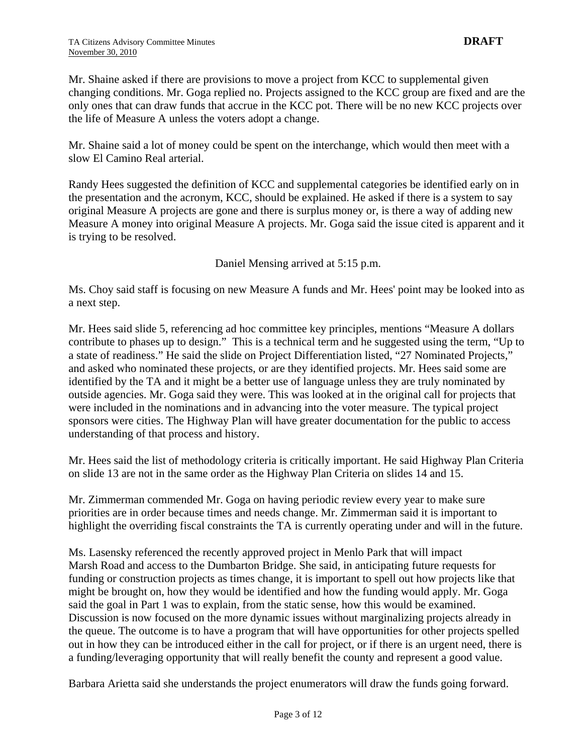Mr. Shaine asked if there are provisions to move a project from KCC to supplemental given changing conditions. Mr. Goga replied no. Projects assigned to the KCC group are fixed and are the only ones that can draw funds that accrue in the KCC pot. There will be no new KCC projects over the life of Measure A unless the voters adopt a change.

Mr. Shaine said a lot of money could be spent on the interchange, which would then meet with a slow El Camino Real arterial.

Randy Hees suggested the definition of KCC and supplemental categories be identified early on in the presentation and the acronym, KCC, should be explained. He asked if there is a system to say original Measure A projects are gone and there is surplus money or, is there a way of adding new Measure A money into original Measure A projects. Mr. Goga said the issue cited is apparent and it is trying to be resolved.

Daniel Mensing arrived at 5:15 p.m.

Ms. Choy said staff is focusing on new Measure A funds and Mr. Hees' point may be looked into as a next step.

Mr. Hees said slide 5, referencing ad hoc committee key principles, mentions "Measure A dollars contribute to phases up to design." This is a technical term and he suggested using the term, "Up to a state of readiness." He said the slide on Project Differentiation listed, "27 Nominated Projects," and asked who nominated these projects, or are they identified projects. Mr. Hees said some are identified by the TA and it might be a better use of language unless they are truly nominated by outside agencies. Mr. Goga said they were. This was looked at in the original call for projects that were included in the nominations and in advancing into the voter measure. The typical project sponsors were cities. The Highway Plan will have greater documentation for the public to access understanding of that process and history.

Mr. Hees said the list of methodology criteria is critically important. He said Highway Plan Criteria on slide 13 are not in the same order as the Highway Plan Criteria on slides 14 and 15.

Mr. Zimmerman commended Mr. Goga on having periodic review every year to make sure priorities are in order because times and needs change. Mr. Zimmerman said it is important to highlight the overriding fiscal constraints the TA is currently operating under and will in the future.

Ms. Lasensky referenced the recently approved project in Menlo Park that will impact Marsh Road and access to the Dumbarton Bridge. She said, in anticipating future requests for funding or construction projects as times change, it is important to spell out how projects like that might be brought on, how they would be identified and how the funding would apply. Mr. Goga said the goal in Part 1 was to explain, from the static sense, how this would be examined. Discussion is now focused on the more dynamic issues without marginalizing projects already in the queue. The outcome is to have a program that will have opportunities for other projects spelled out in how they can be introduced either in the call for project, or if there is an urgent need, there is a funding/leveraging opportunity that will really benefit the county and represent a good value.

Barbara Arietta said she understands the project enumerators will draw the funds going forward.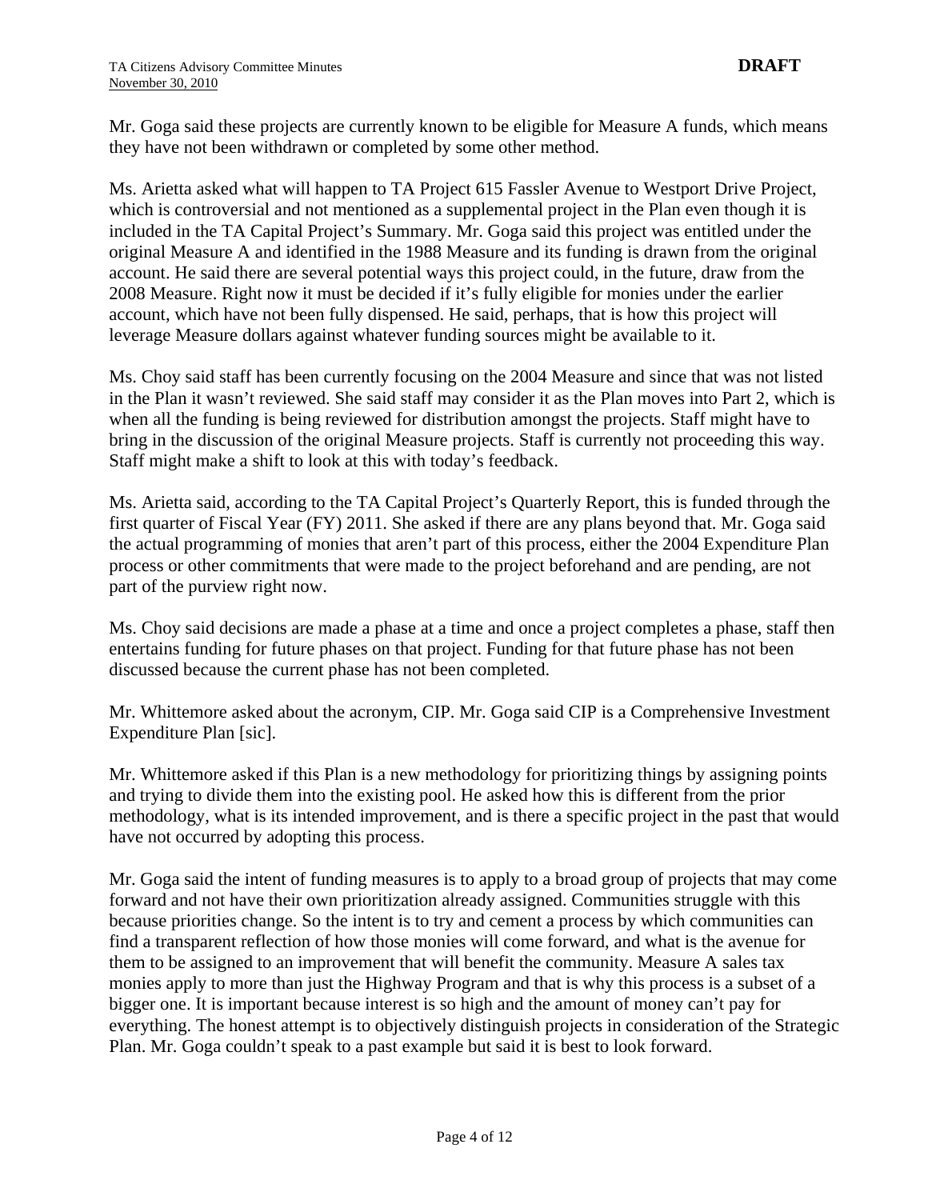Mr. Goga said these projects are currently known to be eligible for Measure A funds, which means they have not been withdrawn or completed by some other method.

Ms. Arietta asked what will happen to TA Project 615 Fassler Avenue to Westport Drive Project, which is controversial and not mentioned as a supplemental project in the Plan even though it is included in the TA Capital Project's Summary. Mr. Goga said this project was entitled under the original Measure A and identified in the 1988 Measure and its funding is drawn from the original account. He said there are several potential ways this project could, in the future, draw from the 2008 Measure. Right now it must be decided if it's fully eligible for monies under the earlier account, which have not been fully dispensed. He said, perhaps, that is how this project will leverage Measure dollars against whatever funding sources might be available to it.

Ms. Choy said staff has been currently focusing on the 2004 Measure and since that was not listed in the Plan it wasn't reviewed. She said staff may consider it as the Plan moves into Part 2, which is when all the funding is being reviewed for distribution amongst the projects. Staff might have to bring in the discussion of the original Measure projects. Staff is currently not proceeding this way. Staff might make a shift to look at this with today's feedback.

Ms. Arietta said, according to the TA Capital Project's Quarterly Report, this is funded through the first quarter of Fiscal Year (FY) 2011. She asked if there are any plans beyond that. Mr. Goga said the actual programming of monies that aren't part of this process, either the 2004 Expenditure Plan process or other commitments that were made to the project beforehand and are pending, are not part of the purview right now.

Ms. Choy said decisions are made a phase at a time and once a project completes a phase, staff then entertains funding for future phases on that project. Funding for that future phase has not been discussed because the current phase has not been completed.

Mr. Whittemore asked about the acronym, CIP. Mr. Goga said CIP is a Comprehensive Investment Expenditure Plan [sic].

Mr. Whittemore asked if this Plan is a new methodology for prioritizing things by assigning points and trying to divide them into the existing pool. He asked how this is different from the prior methodology, what is its intended improvement, and is there a specific project in the past that would have not occurred by adopting this process.

Mr. Goga said the intent of funding measures is to apply to a broad group of projects that may come forward and not have their own prioritization already assigned. Communities struggle with this because priorities change. So the intent is to try and cement a process by which communities can find a transparent reflection of how those monies will come forward, and what is the avenue for them to be assigned to an improvement that will benefit the community. Measure A sales tax monies apply to more than just the Highway Program and that is why this process is a subset of a bigger one. It is important because interest is so high and the amount of money can't pay for everything. The honest attempt is to objectively distinguish projects in consideration of the Strategic Plan. Mr. Goga couldn't speak to a past example but said it is best to look forward.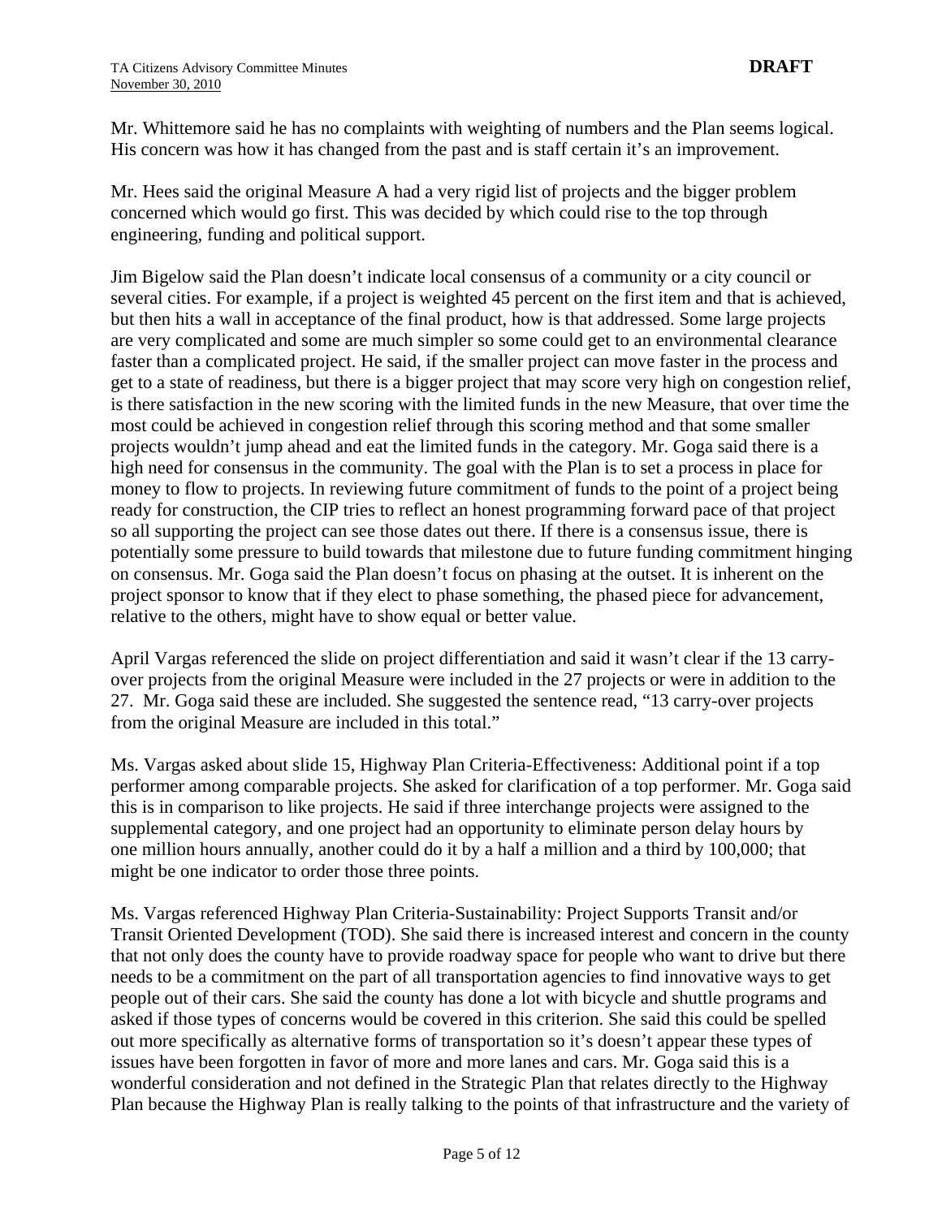Mr. Whittemore said he has no complaints with weighting of numbers and the Plan seems logical. His concern was how it has changed from the past and is staff certain it's an improvement.

Mr. Hees said the original Measure A had a very rigid list of projects and the bigger problem concerned which would go first. This was decided by which could rise to the top through engineering, funding and political support.

Jim Bigelow said the Plan doesn't indicate local consensus of a community or a city council or several cities. For example, if a project is weighted 45 percent on the first item and that is achieved, but then hits a wall in acceptance of the final product, how is that addressed. Some large projects are very complicated and some are much simpler so some could get to an environmental clearance faster than a complicated project. He said, if the smaller project can move faster in the process and get to a state of readiness, but there is a bigger project that may score very high on congestion relief, is there satisfaction in the new scoring with the limited funds in the new Measure, that over time the most could be achieved in congestion relief through this scoring method and that some smaller projects wouldn't jump ahead and eat the limited funds in the category. Mr. Goga said there is a high need for consensus in the community. The goal with the Plan is to set a process in place for money to flow to projects. In reviewing future commitment of funds to the point of a project being ready for construction, the CIP tries to reflect an honest programming forward pace of that project so all supporting the project can see those dates out there. If there is a consensus issue, there is potentially some pressure to build towards that milestone due to future funding commitment hinging on consensus. Mr. Goga said the Plan doesn't focus on phasing at the outset. It is inherent on the project sponsor to know that if they elect to phase something, the phased piece for advancement, relative to the others, might have to show equal or better value.

April Vargas referenced the slide on project differentiation and said it wasn't clear if the 13 carry-over projects from the original Measure were included in the 27 projects or were in addition to the 27. Mr. Goga said these are included. She suggested the sentence read, "13 carry-over projects from the original Measure are included in this total."

Ms. Vargas asked about slide 15, Highway Plan Criteria-Effectiveness: Additional point if a top performer among comparable projects. She asked for clarification of a top performer. Mr. Goga said this is in comparison to like projects. He said if three interchange projects were assigned to the supplemental category, and one project had an opportunity to eliminate person delay hours by one million hours annually, another could do it by a half a million and a third by 100,000; that might be one indicator to order those three points.

Ms. Vargas referenced Highway Plan Criteria-Sustainability: Project Supports Transit and/or Transit Oriented Development (TOD). She said there is increased interest and concern in the county that not only does the county have to provide roadway space for people who want to drive but there needs to be a commitment on the part of all transportation agencies to find innovative ways to get people out of their cars. She said the county has done a lot with bicycle and shuttle programs and asked if those types of concerns would be covered in this criterion. She said this could be spelled out more specifically as alternative forms of transportation so it's doesn't appear these types of issues have been forgotten in favor of more and more lanes and cars. Mr. Goga said this is a wonderful consideration and not defined in the Strategic Plan that relates directly to the Highway Plan because the Highway Plan is really talking to the points of that infrastructure and the variety of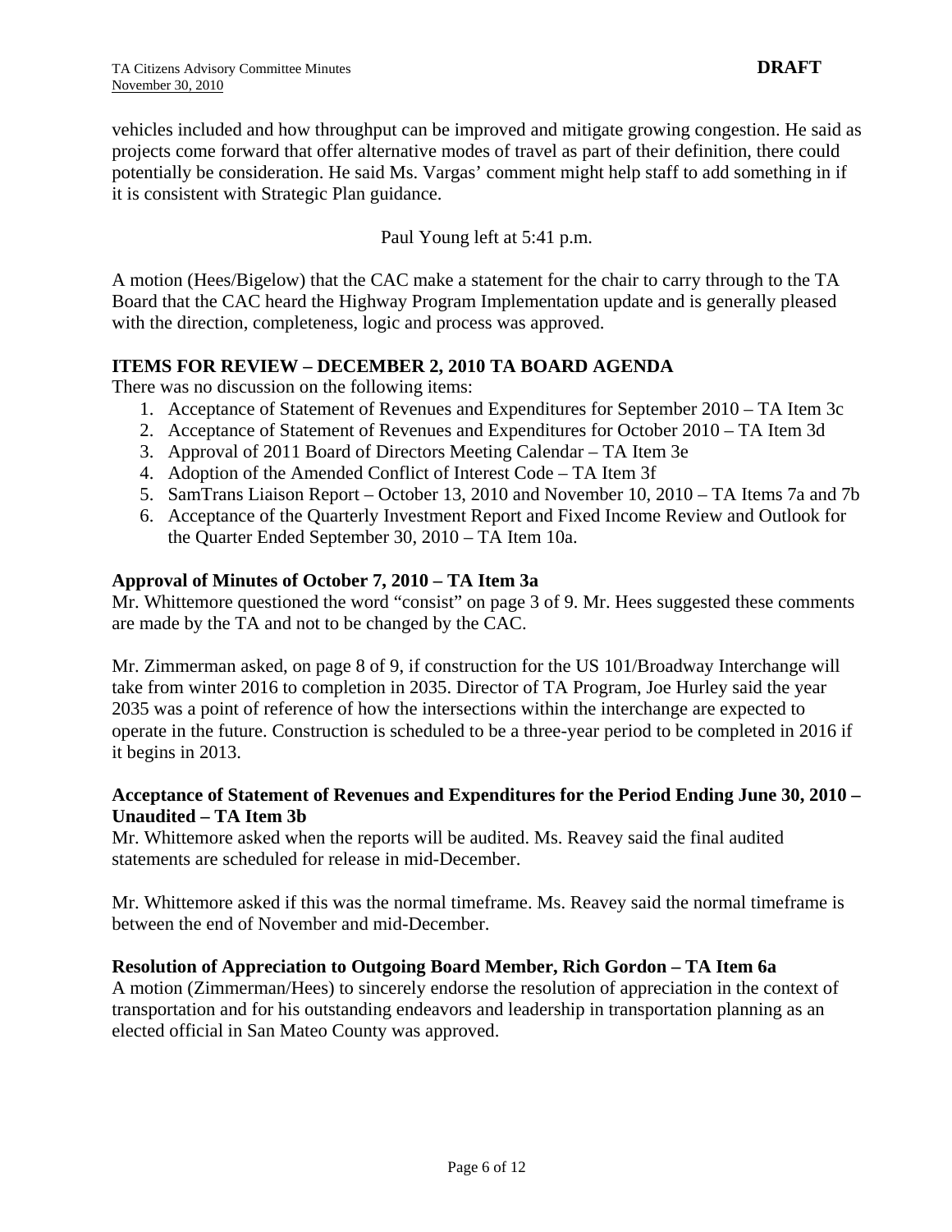vehicles included and how throughput can be improved and mitigate growing congestion. He said as projects come forward that offer alternative modes of travel as part of their definition, there could potentially be consideration. He said Ms. Vargas' comment might help staff to add something in if it is consistent with Strategic Plan guidance.

Paul Young left at 5:41 p.m.

A motion (Hees/Bigelow) that the CAC make a statement for the chair to carry through to the TA Board that the CAC heard the Highway Program Implementation update and is generally pleased with the direction, completeness, logic and process was approved.

**ITEMS FOR REVIEW – DECEMBER 2, 2010 TA BOARD AGENDA**

There was no discussion on the following items:

1. Acceptance of Statement of Revenues and Expenditures for September 2010 – TA Item 3c
2. Acceptance of Statement of Revenues and Expenditures for October 2010 – TA Item 3d
3. Approval of 2011 Board of Directors Meeting Calendar – TA Item 3e
4. Adoption of the Amended Conflict of Interest Code – TA Item 3f
5. SamTrans Liaison Report – October 13, 2010 and November 10, 2010 – TA Items 7a and 7b
6. Acceptance of the Quarterly Investment Report and Fixed Income Review and Outlook for the Quarter Ended September 30, 2010 – TA Item 10a.

**Approval of Minutes of October 7, 2010 – TA Item 3a**

Mr. Whittemore questioned the word "consist" on page 3 of 9. Mr. Hees suggested these comments are made by the TA and not to be changed by the CAC.

Mr. Zimmerman asked, on page 8 of 9, if construction for the US 101/Broadway Interchange will take from winter 2016 to completion in 2035. Director of TA Program, Joe Hurley said the year 2035 was a point of reference of how the intersections within the interchange are expected to operate in the future. Construction is scheduled to be a three-year period to be completed in 2016 if it begins in 2013.

**Acceptance of Statement of Revenues and Expenditures for the Period Ending June 30, 2010 – Unaudited – TA Item 3b**

Mr. Whittemore asked when the reports will be audited. Ms. Reavey said the final audited statements are scheduled for release in mid-December.

Mr. Whittemore asked if this was the normal timeframe. Ms. Reavey said the normal timeframe is between the end of November and mid-December.

**Resolution of Appreciation to Outgoing Board Member, Rich Gordon – TA Item 6a**

A motion (Zimmerman/Hees) to sincerely endorse the resolution of appreciation in the context of transportation and for his outstanding endeavors and leadership in transportation planning as an elected official in San Mateo County was approved.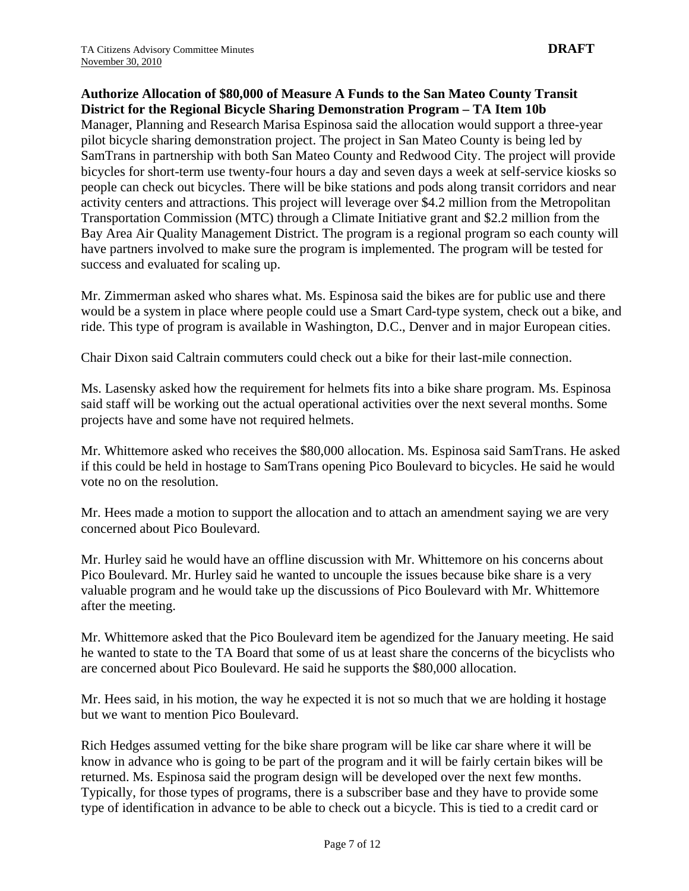**Authorize Allocation of $80,000 of Measure A Funds to the San Mateo County Transit District for the Regional Bicycle Sharing Demonstration Program – TA Item 10b**

Manager, Planning and Research Marisa Espinosa said the allocation would support a three-year pilot bicycle sharing demonstration project. The project in San Mateo County is being led by SamTrans in partnership with both San Mateo County and Redwood City. The project will provide bicycles for short-term use twenty-four hours a day and seven days a week at self-service kiosks so people can check out bicycles. There will be bike stations and pods along transit corridors and near activity centers and attractions. This project will leverage over $4.2 million from the Metropolitan Transportation Commission (MTC) through a Climate Initiative grant and $2.2 million from the Bay Area Air Quality Management District. The program is a regional program so each county will have partners involved to make sure the program is implemented. The program will be tested for success and evaluated for scaling up.

Mr. Zimmerman asked who shares what. Ms. Espinosa said the bikes are for public use and there would be a system in place where people could use a Smart Card-type system, check out a bike, and ride. This type of program is available in Washington, D.C., Denver and in major European cities.

Chair Dixon said Caltrain commuters could check out a bike for their last-mile connection.

Ms. Lasensky asked how the requirement for helmets fits into a bike share program. Ms. Espinosa said staff will be working out the actual operational activities over the next several months. Some projects have and some have not required helmets.

Mr. Whittemore asked who receives the $80,000 allocation. Ms. Espinosa said SamTrans. He asked if this could be held in hostage to SamTrans opening Pico Boulevard to bicycles. He said he would vote no on the resolution.

Mr. Hees made a motion to support the allocation and to attach an amendment saying we are very concerned about Pico Boulevard.

Mr. Hurley said he would have an offline discussion with Mr. Whittemore on his concerns about Pico Boulevard. Mr. Hurley said he wanted to uncouple the issues because bike share is a very valuable program and he would take up the discussions of Pico Boulevard with Mr. Whittemore after the meeting.

Mr. Whittemore asked that the Pico Boulevard item be agendized for the January meeting. He said he wanted to state to the TA Board that some of us at least share the concerns of the bicyclists who are concerned about Pico Boulevard. He said he supports the $80,000 allocation.

Mr. Hees said, in his motion, the way he expected it is not so much that we are holding it hostage but we want to mention Pico Boulevard.

Rich Hedges assumed vetting for the bike share program will be like car share where it will be know in advance who is going to be part of the program and it will be fairly certain bikes will be returned. Ms. Espinosa said the program design will be developed over the next few months. Typically, for those types of programs, there is a subscriber base and they have to provide some type of identification in advance to be able to check out a bicycle. This is tied to a credit card or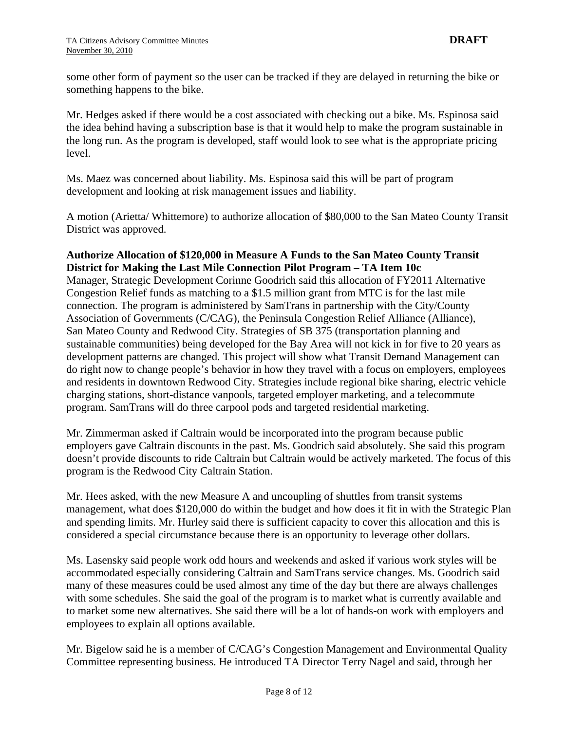some other form of payment so the user can be tracked if they are delayed in returning the bike or something happens to the bike.

Mr. Hedges asked if there would be a cost associated with checking out a bike. Ms. Espinosa said the idea behind having a subscription base is that it would help to make the program sustainable in the long run. As the program is developed, staff would look to see what is the appropriate pricing level.

Ms. Maez was concerned about liability. Ms. Espinosa said this will be part of program development and looking at risk management issues and liability.

A motion (Arietta/ Whittemore) to authorize allocation of $80,000 to the San Mateo County Transit District was approved.

**Authorize Allocation of $120,000 in Measure A Funds to the San Mateo County Transit District for Making the Last Mile Connection Pilot Program – TA Item 10c**

Manager, Strategic Development Corinne Goodrich said this allocation of FY2011 Alternative Congestion Relief funds as matching to a $1.5 million grant from MTC is for the last mile connection. The program is administered by SamTrans in partnership with the City/County Association of Governments (C/CAG), the Peninsula Congestion Relief Alliance (Alliance), San Mateo County and Redwood City. Strategies of SB 375 (transportation planning and sustainable communities) being developed for the Bay Area will not kick in for five to 20 years as development patterns are changed. This project will show what Transit Demand Management can do right now to change people's behavior in how they travel with a focus on employers, employees and residents in downtown Redwood City. Strategies include regional bike sharing, electric vehicle charging stations, short-distance vanpools, targeted employer marketing, and a telecommute program. SamTrans will do three carpool pods and targeted residential marketing.

Mr. Zimmerman asked if Caltrain would be incorporated into the program because public employers gave Caltrain discounts in the past. Ms. Goodrich said absolutely. She said this program doesn't provide discounts to ride Caltrain but Caltrain would be actively marketed. The focus of this program is the Redwood City Caltrain Station.

Mr. Hees asked, with the new Measure A and uncoupling of shuttles from transit systems management, what does $120,000 do within the budget and how does it fit in with the Strategic Plan and spending limits. Mr. Hurley said there is sufficient capacity to cover this allocation and this is considered a special circumstance because there is an opportunity to leverage other dollars.

Ms. Lasensky said people work odd hours and weekends and asked if various work styles will be accommodated especially considering Caltrain and SamTrans service changes. Ms. Goodrich said many of these measures could be used almost any time of the day but there are always challenges with some schedules. She said the goal of the program is to market what is currently available and to market some new alternatives. She said there will be a lot of hands-on work with employers and employees to explain all options available.

Mr. Bigelow said he is a member of C/CAG's Congestion Management and Environmental Quality Committee representing business. He introduced TA Director Terry Nagel and said, through her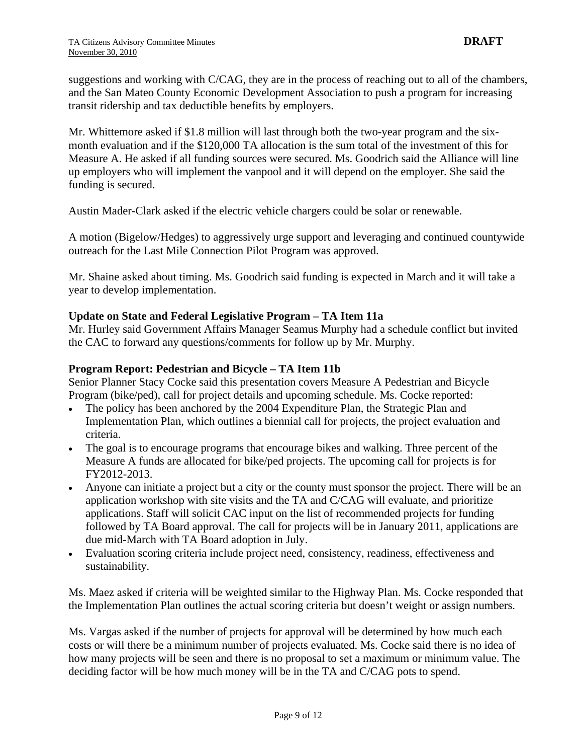suggestions and working with C/CAG, they are in the process of reaching out to all of the chambers, and the San Mateo County Economic Development Association to push a program for increasing transit ridership and tax deductible benefits by employers.

Mr. Whittemore asked if $1.8 million will last through both the two-year program and the six-month evaluation and if the $120,000 TA allocation is the sum total of the investment of this for Measure A. He asked if all funding sources were secured. Ms. Goodrich said the Alliance will line up employers who will implement the vanpool and it will depend on the employer. She said the funding is secured.

Austin Mader-Clark asked if the electric vehicle chargers could be solar or renewable.

A motion (Bigelow/Hedges) to aggressively urge support and leveraging and continued countywide outreach for the Last Mile Connection Pilot Program was approved.

Mr. Shaine asked about timing. Ms. Goodrich said funding is expected in March and it will take a year to develop implementation.

**Update on State and Federal Legislative Program – TA Item 11a**

Mr. Hurley said Government Affairs Manager Seamus Murphy had a schedule conflict but invited the CAC to forward any questions/comments for follow up by Mr. Murphy.

**Program Report: Pedestrian and Bicycle – TA Item 11b**

Senior Planner Stacy Cocke said this presentation covers Measure A Pedestrian and Bicycle Program (bike/ped), call for project details and upcoming schedule. Ms. Cocke reported:

- The policy has been anchored by the 2004 Expenditure Plan, the Strategic Plan and Implementation Plan, which outlines a biennial call for projects, the project evaluation and criteria.
- The goal is to encourage programs that encourage bikes and walking. Three percent of the Measure A funds are allocated for bike/ped projects. The upcoming call for projects is for FY2012-2013.
- Anyone can initiate a project but a city or the county must sponsor the project. There will be an application workshop with site visits and the TA and C/CAG will evaluate, and prioritize applications. Staff will solicit CAC input on the list of recommended projects for funding followed by TA Board approval. The call for projects will be in January 2011, applications are due mid-March with TA Board adoption in July.
- Evaluation scoring criteria include project need, consistency, readiness, effectiveness and sustainability.

Ms. Maez asked if criteria will be weighted similar to the Highway Plan. Ms. Cocke responded that the Implementation Plan outlines the actual scoring criteria but doesn't weight or assign numbers.

Ms. Vargas asked if the number of projects for approval will be determined by how much each costs or will there be a minimum number of projects evaluated. Ms. Cocke said there is no idea of how many projects will be seen and there is no proposal to set a maximum or minimum value. The deciding factor will be how much money will be in the TA and C/CAG pots to spend.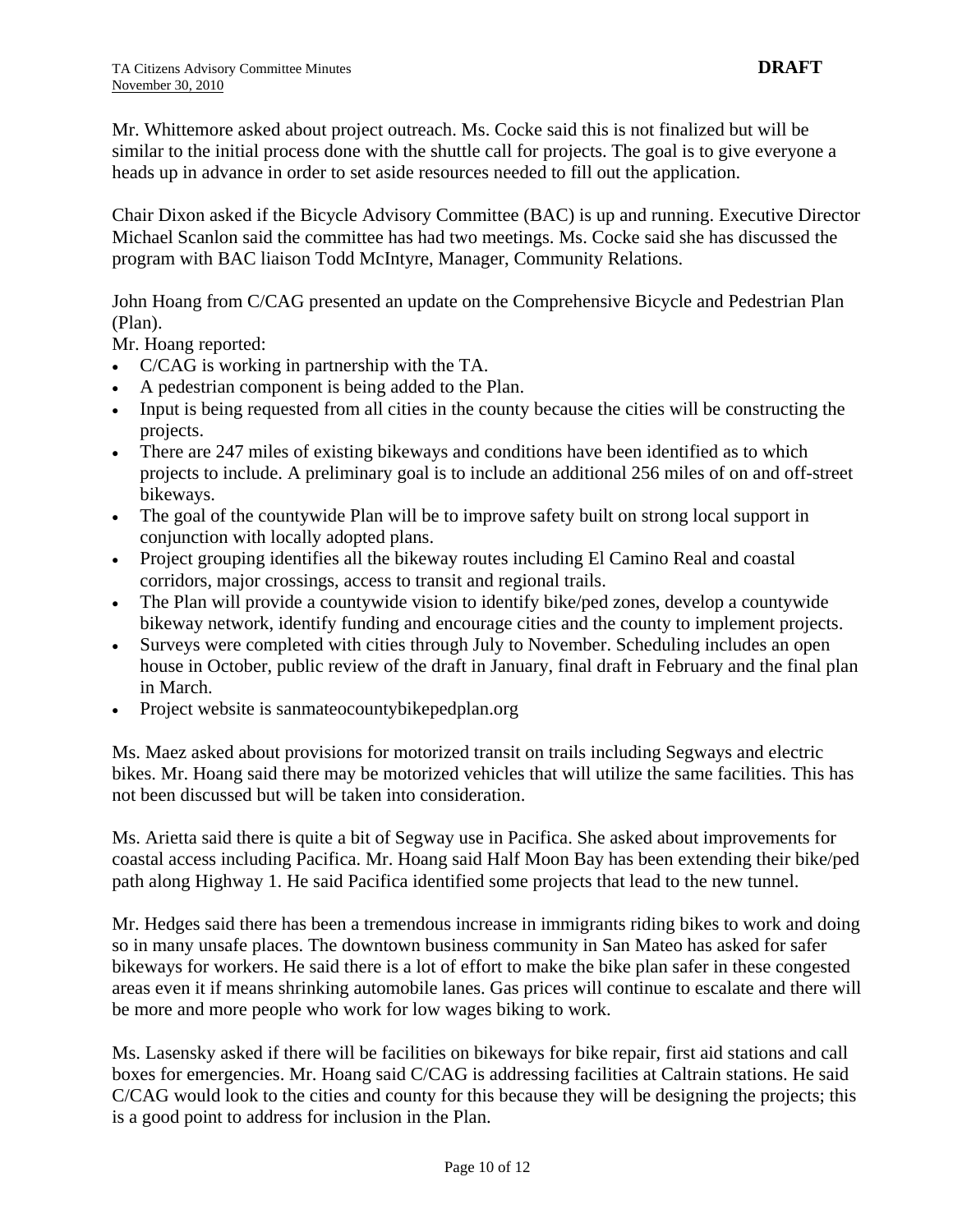Mr. Whittemore asked about project outreach. Ms. Cocke said this is not finalized but will be similar to the initial process done with the shuttle call for projects. The goal is to give everyone a heads up in advance in order to set aside resources needed to fill out the application.

Chair Dixon asked if the Bicycle Advisory Committee (BAC) is up and running. Executive Director Michael Scanlon said the committee has had two meetings. Ms. Cocke said she has discussed the program with BAC liaison Todd McIntyre, Manager, Community Relations.

John Hoang from C/CAG presented an update on the Comprehensive Bicycle and Pedestrian Plan (Plan).

Mr. Hoang reported:

- C/CAG is working in partnership with the TA.
- A pedestrian component is being added to the Plan.
- Input is being requested from all cities in the county because the cities will be constructing the projects.
- There are 247 miles of existing bikeways and conditions have been identified as to which projects to include. A preliminary goal is to include an additional 256 miles of on and off-street bikeways.
- The goal of the countywide Plan will be to improve safety built on strong local support in conjunction with locally adopted plans.
- Project grouping identifies all the bikeway routes including El Camino Real and coastal corridors, major crossings, access to transit and regional trails.
- The Plan will provide a countywide vision to identify bike/ped zones, develop a countywide bikeway network, identify funding and encourage cities and the county to implement projects.
- Surveys were completed with cities through July to November. Scheduling includes an open house in October, public review of the draft in January, final draft in February and the final plan in March.
- Project website is sanmateocountybikepedplan.org

Ms. Maez asked about provisions for motorized transit on trails including Segways and electric bikes. Mr. Hoang said there may be motorized vehicles that will utilize the same facilities. This has not been discussed but will be taken into consideration.

Ms. Arietta said there is quite a bit of Segway use in Pacifica. She asked about improvements for coastal access including Pacifica. Mr. Hoang said Half Moon Bay has been extending their bike/ped path along Highway 1. He said Pacifica identified some projects that lead to the new tunnel.

Mr. Hedges said there has been a tremendous increase in immigrants riding bikes to work and doing so in many unsafe places. The downtown business community in San Mateo has asked for safer bikeways for workers. He said there is a lot of effort to make the bike plan safer in these congested areas even it if means shrinking automobile lanes. Gas prices will continue to escalate and there will be more and more people who work for low wages biking to work.

Ms. Lasensky asked if there will be facilities on bikeways for bike repair, first aid stations and call boxes for emergencies. Mr. Hoang said C/CAG is addressing facilities at Caltrain stations. He said C/CAG would look to the cities and county for this because they will be designing the projects; this is a good point to address for inclusion in the Plan.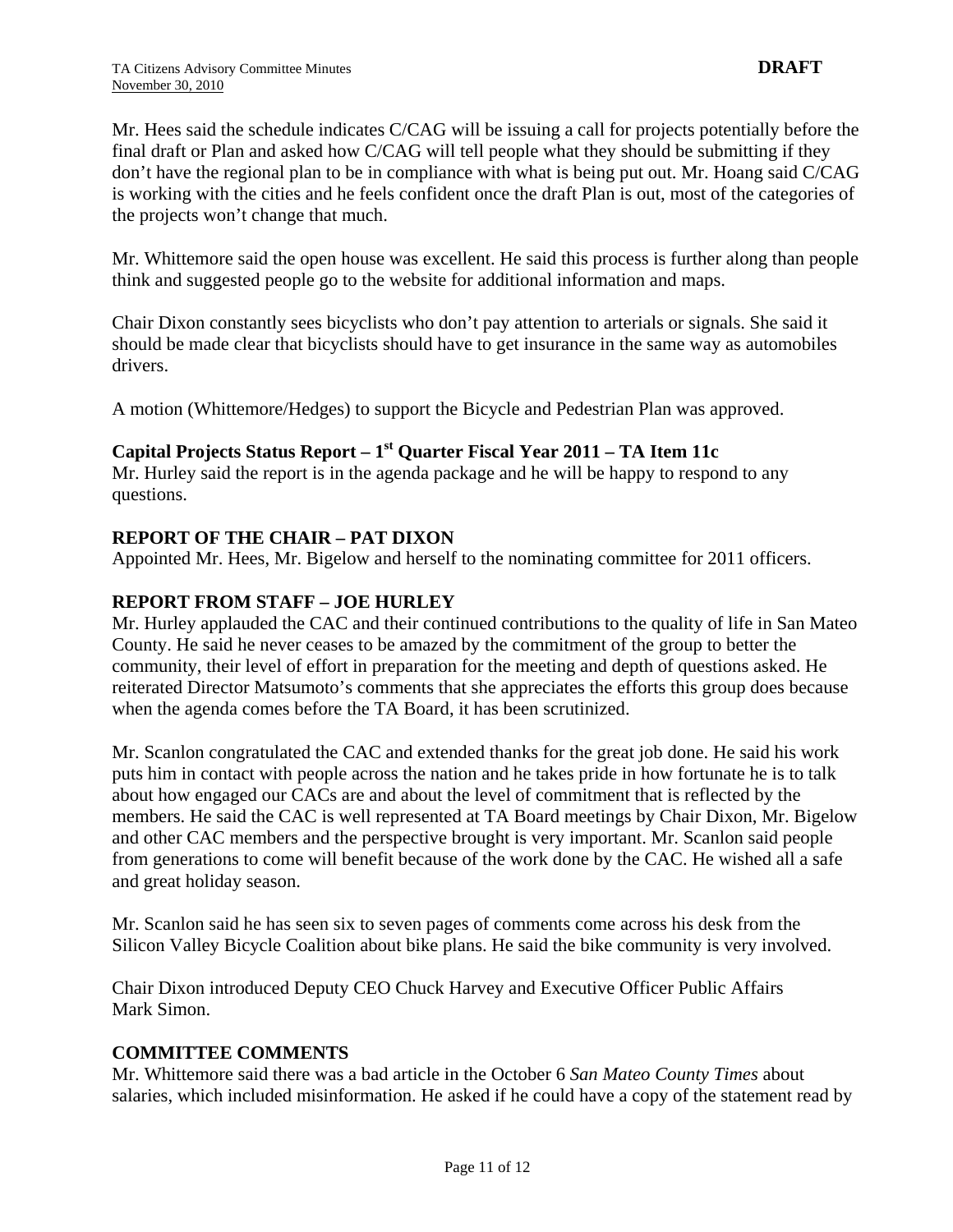Mr. Hees said the schedule indicates C/CAG will be issuing a call for projects potentially before the final draft or Plan and asked how C/CAG will tell people what they should be submitting if they don't have the regional plan to be in compliance with what is being put out. Mr. Hoang said C/CAG is working with the cities and he feels confident once the draft Plan is out, most of the categories of the projects won't change that much.

Mr. Whittemore said the open house was excellent. He said this process is further along than people think and suggested people go to the website for additional information and maps.

Chair Dixon constantly sees bicyclists who don't pay attention to arterials or signals. She said it should be made clear that bicyclists should have to get insurance in the same way as automobiles drivers.

A motion (Whittemore/Hedges) to support the Bicycle and Pedestrian Plan was approved.

**Capital Projects Status Report – 1st Quarter Fiscal Year 2011 – TA Item 11c**

Mr. Hurley said the report is in the agenda package and he will be happy to respond to any questions.

**REPORT OF THE CHAIR – PAT DIXON**

Appointed Mr. Hees, Mr. Bigelow and herself to the nominating committee for 2011 officers.

**REPORT FROM STAFF – JOE HURLEY**

Mr. Hurley applauded the CAC and their continued contributions to the quality of life in San Mateo County. He said he never ceases to be amazed by the commitment of the group to better the community, their level of effort in preparation for the meeting and depth of questions asked. He reiterated Director Matsumoto's comments that she appreciates the efforts this group does because when the agenda comes before the TA Board, it has been scrutinized.

Mr. Scanlon congratulated the CAC and extended thanks for the great job done. He said his work puts him in contact with people across the nation and he takes pride in how fortunate he is to talk about how engaged our CACs are and about the level of commitment that is reflected by the members. He said the CAC is well represented at TA Board meetings by Chair Dixon, Mr. Bigelow and other CAC members and the perspective brought is very important. Mr. Scanlon said people from generations to come will benefit because of the work done by the CAC. He wished all a safe and great holiday season.

Mr. Scanlon said he has seen six to seven pages of comments come across his desk from the Silicon Valley Bicycle Coalition about bike plans. He said the bike community is very involved.

Chair Dixon introduced Deputy CEO Chuck Harvey and Executive Officer Public Affairs Mark Simon.

**COMMITTEE COMMENTS**

Mr. Whittemore said there was a bad article in the October 6 *San Mateo County Times* about salaries, which included misinformation. He asked if he could have a copy of the statement read by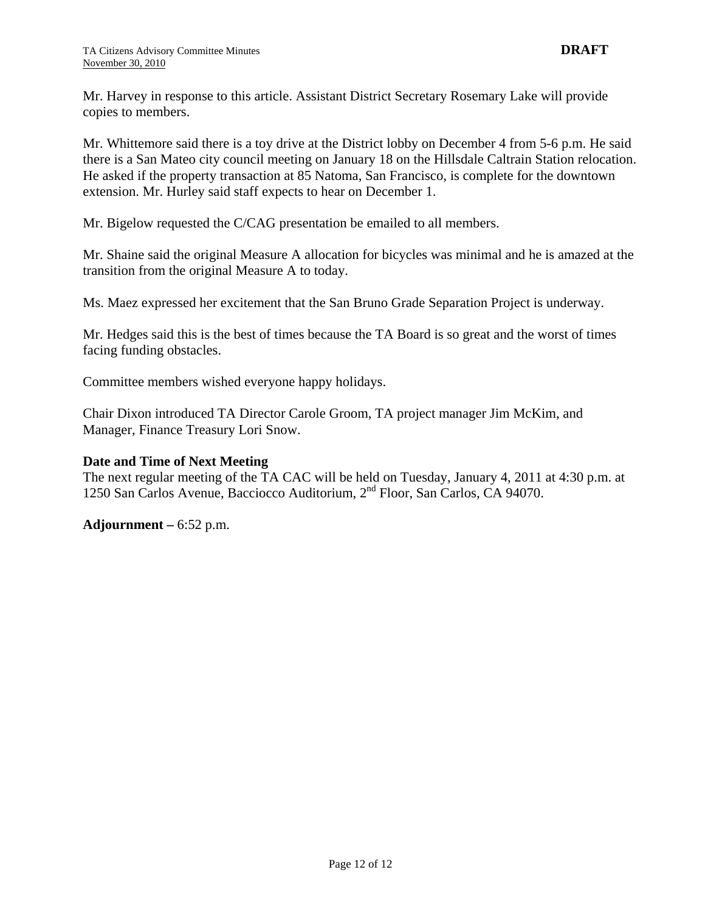Mr. Harvey in response to this article. Assistant District Secretary Rosemary Lake will provide copies to members.

Mr. Whittemore said there is a toy drive at the District lobby on December 4 from 5-6 p.m. He said there is a San Mateo city council meeting on January 18 on the Hillsdale Caltrain Station relocation. He asked if the property transaction at 85 Natoma, San Francisco, is complete for the downtown extension. Mr. Hurley said staff expects to hear on December 1.

Mr. Bigelow requested the C/CAG presentation be emailed to all members.

Mr. Shaine said the original Measure A allocation for bicycles was minimal and he is amazed at the transition from the original Measure A to today.

Ms. Maez expressed her excitement that the San Bruno Grade Separation Project is underway.

Mr. Hedges said this is the best of times because the TA Board is so great and the worst of times facing funding obstacles.

Committee members wished everyone happy holidays.

Chair Dixon introduced TA Director Carole Groom, TA project manager Jim McKim, and Manager, Finance Treasury Lori Snow.

**Date and Time of Next Meeting**
The next regular meeting of the TA CAC will be held on Tuesday, January 4, 2011 at 4:30 p.m. at 1250 San Carlos Avenue, Bacciocco Auditorium, 2nd Floor, San Carlos, CA 94070.

**Adjournment –** 6:52 p.m.